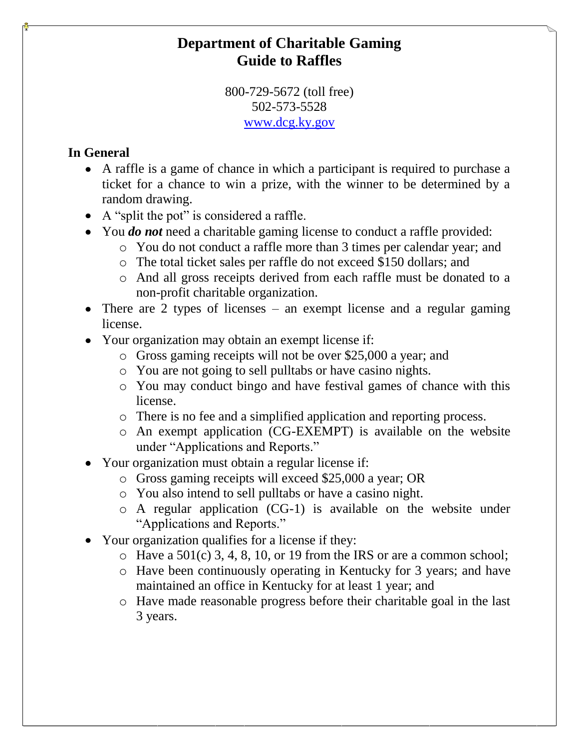# Department of Charitable Gaming
# Guide to Raffles

800-729-5672 (toll free)
502-573-5528
[www.dcg.ky.gov](http://www.dcg.ky.gov)

## In General

- A raffle is a game of chance in which a participant is required to purchase a ticket for a chance to win a prize, with the winner to be determined by a random drawing.
- A "split the pot" is considered a raffle.
- You ***do not*** need a charitable gaming license to conduct a raffle provided:
  - You do not conduct a raffle more than 3 times per calendar year; and
  - The total ticket sales per raffle do not exceed $150 dollars; and
  - And all gross receipts derived from each raffle must be donated to a non-profit charitable organization.
- There are 2 types of licenses – an exempt license and a regular gaming license.
- Your organization may obtain an exempt license if:
  - Gross gaming receipts will not be over $25,000 a year; and
  - You are not going to sell pulltabs or have casino nights.
  - You may conduct bingo and have festival games of chance with this license.
  - There is no fee and a simplified application and reporting process.
  - An exempt application (CG-EXEMPT) is available on the website under "Applications and Reports."
- Your organization must obtain a regular license if:
  - Gross gaming receipts will exceed $25,000 a year; OR
  - You also intend to sell pulltabs or have a casino night.
  - A regular application (CG-1) is available on the website under "Applications and Reports."
- Your organization qualifies for a license if they:
  - Have a 501(c) 3, 4, 8, 10, or 19 from the IRS or are a common school;
  - Have been continuously operating in Kentucky for 3 years; and have maintained an office in Kentucky for at least 1 year; and
  - Have made reasonable progress before their charitable goal in the last 3 years.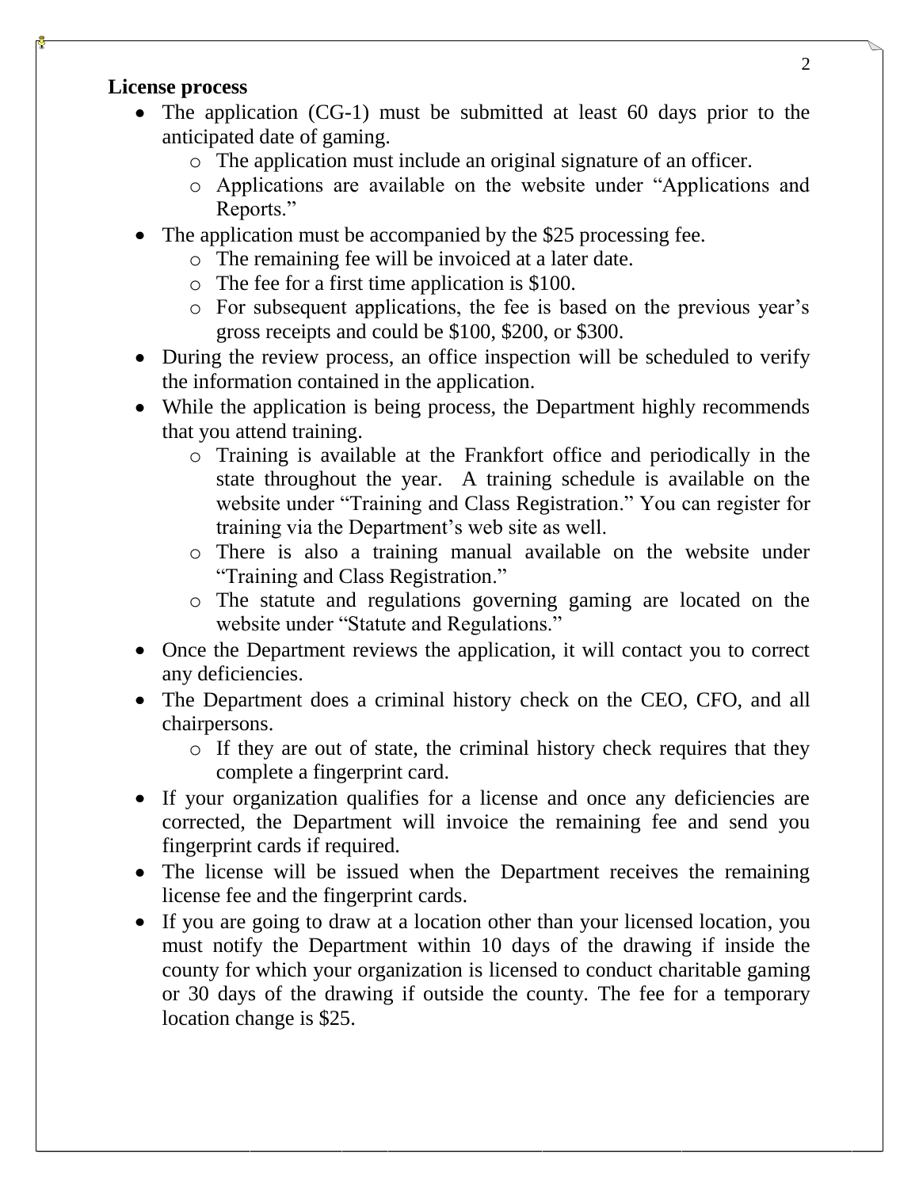**License process**

- The application (CG-1) must be submitted at least 60 days prior to the anticipated date of gaming.
  - The application must include an original signature of an officer.
  - Applications are available on the website under "Applications and Reports."
- The application must be accompanied by the $25 processing fee.
  - The remaining fee will be invoiced at a later date.
  - The fee for a first time application is $100.
  - For subsequent applications, the fee is based on the previous year's gross receipts and could be $100, $200, or $300.
- During the review process, an office inspection will be scheduled to verify the information contained in the application.
- While the application is being process, the Department highly recommends that you attend training.
  - Training is available at the Frankfort office and periodically in the state throughout the year. A training schedule is available on the website under "Training and Class Registration." You can register for training via the Department's web site as well.
  - There is also a training manual available on the website under "Training and Class Registration."
  - The statute and regulations governing gaming are located on the website under "Statute and Regulations."
- Once the Department reviews the application, it will contact you to correct any deficiencies.
- The Department does a criminal history check on the CEO, CFO, and all chairpersons.
  - If they are out of state, the criminal history check requires that they complete a fingerprint card.
- If your organization qualifies for a license and once any deficiencies are corrected, the Department will invoice the remaining fee and send you fingerprint cards if required.
- The license will be issued when the Department receives the remaining license fee and the fingerprint cards.
- If you are going to draw at a location other than your licensed location, you must notify the Department within 10 days of the drawing if inside the county for which your organization is licensed to conduct charitable gaming or 30 days of the drawing if outside the county. The fee for a temporary location change is $25.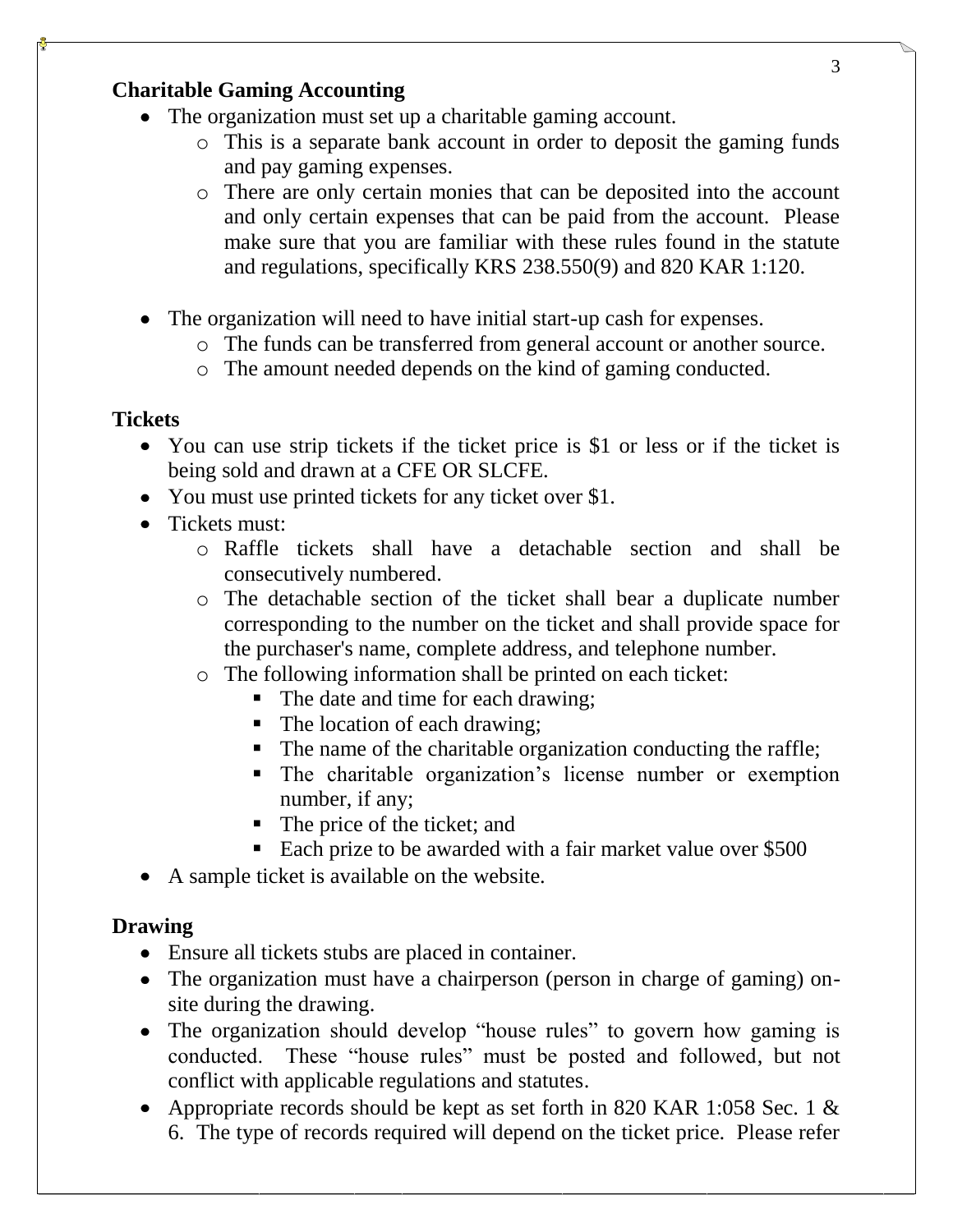### Charitable Gaming Accounting

- The organization must set up a charitable gaming account.
  - This is a separate bank account in order to deposit the gaming funds and pay gaming expenses.
  - There are only certain monies that can be deposited into the account and only certain expenses that can be paid from the account. Please make sure that you are familiar with these rules found in the statute and regulations, specifically KRS 238.550(9) and 820 KAR 1:120.

- The organization will need to have initial start-up cash for expenses.
  - The funds can be transferred from general account or another source.
  - The amount needed depends on the kind of gaming conducted.

### Tickets

- You can use strip tickets if the ticket price is $1 or less or if the ticket is being sold and drawn at a CFE OR SLCFE.
- You must use printed tickets for any ticket over $1.
- Tickets must:
  - Raffle tickets shall have a detachable section and shall be consecutively numbered.
  - The detachable section of the ticket shall bear a duplicate number corresponding to the number on the ticket and shall provide space for the purchaser's name, complete address, and telephone number.
  - The following information shall be printed on each ticket:
    - The date and time for each drawing;
    - The location of each drawing;
    - The name of the charitable organization conducting the raffle;
    - The charitable organization's license number or exemption number, if any;
    - The price of the ticket; and
    - Each prize to be awarded with a fair market value over $500
- A sample ticket is available on the website.

### Drawing

- Ensure all tickets stubs are placed in container.
- The organization must have a chairperson (person in charge of gaming) on-site during the drawing.
- The organization should develop "house rules" to govern how gaming is conducted. These "house rules" must be posted and followed, but not conflict with applicable regulations and statutes.
- Appropriate records should be kept as set forth in 820 KAR 1:058 Sec. 1 & 6. The type of records required will depend on the ticket price. Please refer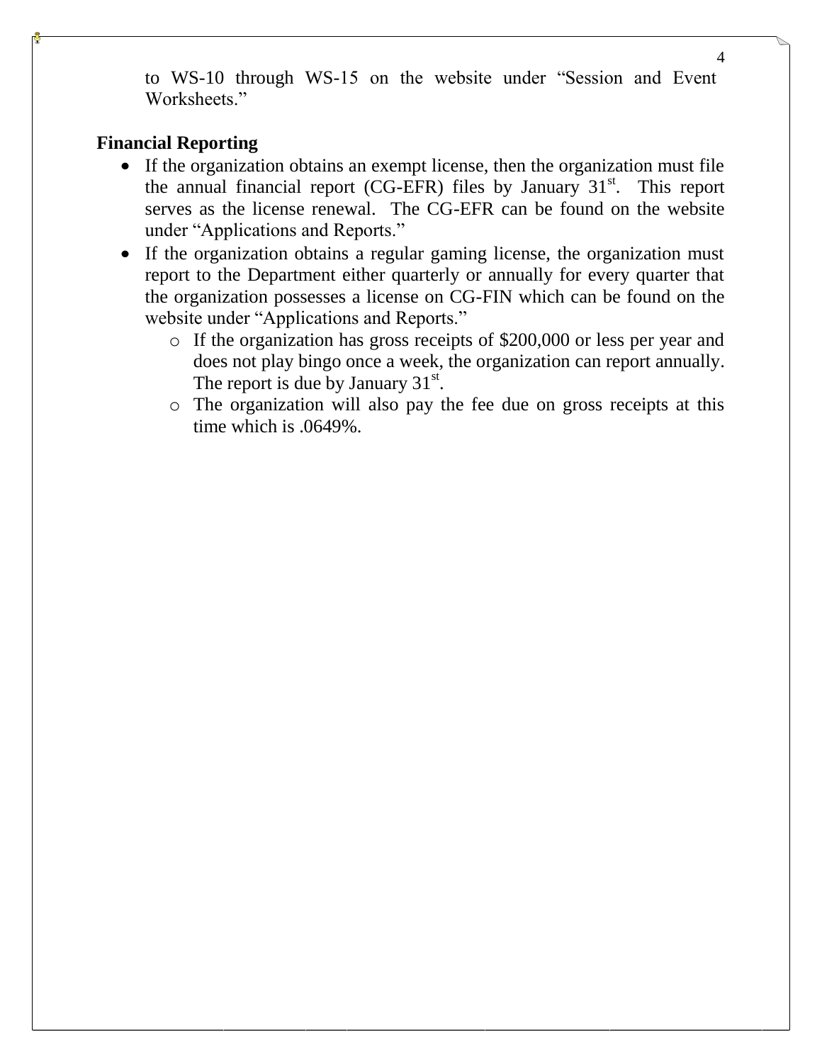to WS-10 through WS-15 on the website under “Session and Event Worksheets.”

**Financial Reporting**

- If the organization obtains an exempt license, then the organization must file the annual financial report (CG-EFR) files by January 31st. This report serves as the license renewal. The CG-EFR can be found on the website under “Applications and Reports.”
- If the organization obtains a regular gaming license, the organization must report to the Department either quarterly or annually for every quarter that the organization possesses a license on CG-FIN which can be found on the website under “Applications and Reports.”
  - If the organization has gross receipts of $200,000 or less per year and does not play bingo once a week, the organization can report annually. The report is due by January 31st.
  - The organization will also pay the fee due on gross receipts at this time which is .0649%.